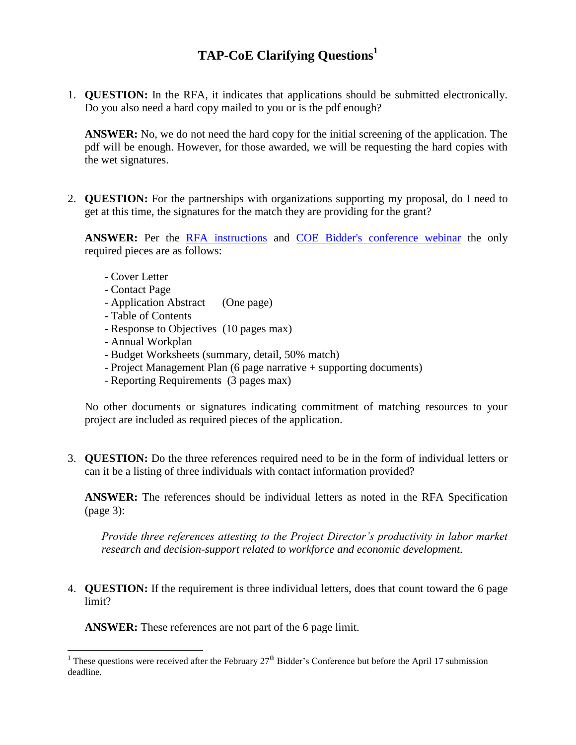# TAP-CoE Clarifying Questions[1]

1. **QUESTION:** In the RFA, it indicates that applications should be submitted electronically. Do you also need a hard copy mailed to you or is the pdf enough?

   **ANSWER:** No, we do not need the hard copy for the initial screening of the application. The pdf will be enough. However, for those awarded, we will be requesting the hard copies with the wet signatures.

2. **QUESTION:** For the partnerships with organizations supporting my proposal, do I need to get at this time, the signatures for the match they are providing for the grant?

   **ANSWER:** Per the RFA instructions and COE Bidder's conference webinar the only required pieces are as follows:

   - Cover Letter
   - Contact Page
   - Application Abstract (One page)
   - Table of Contents
   - Response to Objectives (10 pages max)
   - Annual Workplan
   - Budget Worksheets (summary, detail, 50% match)
   - Project Management Plan (6 page narrative + supporting documents)
   - Reporting Requirements (3 pages max)

   No other documents or signatures indicating commitment of matching resources to your project are included as required pieces of the application.

3. **QUESTION:** Do the three references required need to be in the form of individual letters or can it be a listing of three individuals with contact information provided?

   **ANSWER:** The references should be individual letters as noted in the RFA Specification (page 3):

   > *Provide three references attesting to the Project Director's productivity in labor market research and decision-support related to workforce and economic development.*

4. **QUESTION:** If the requirement is three individual letters, does that count toward the 6 page limit?

   **ANSWER:** These references are not part of the 6 page limit.

---

[1] These questions were received after the February 27th Bidder's Conference but before the April 17 submission deadline.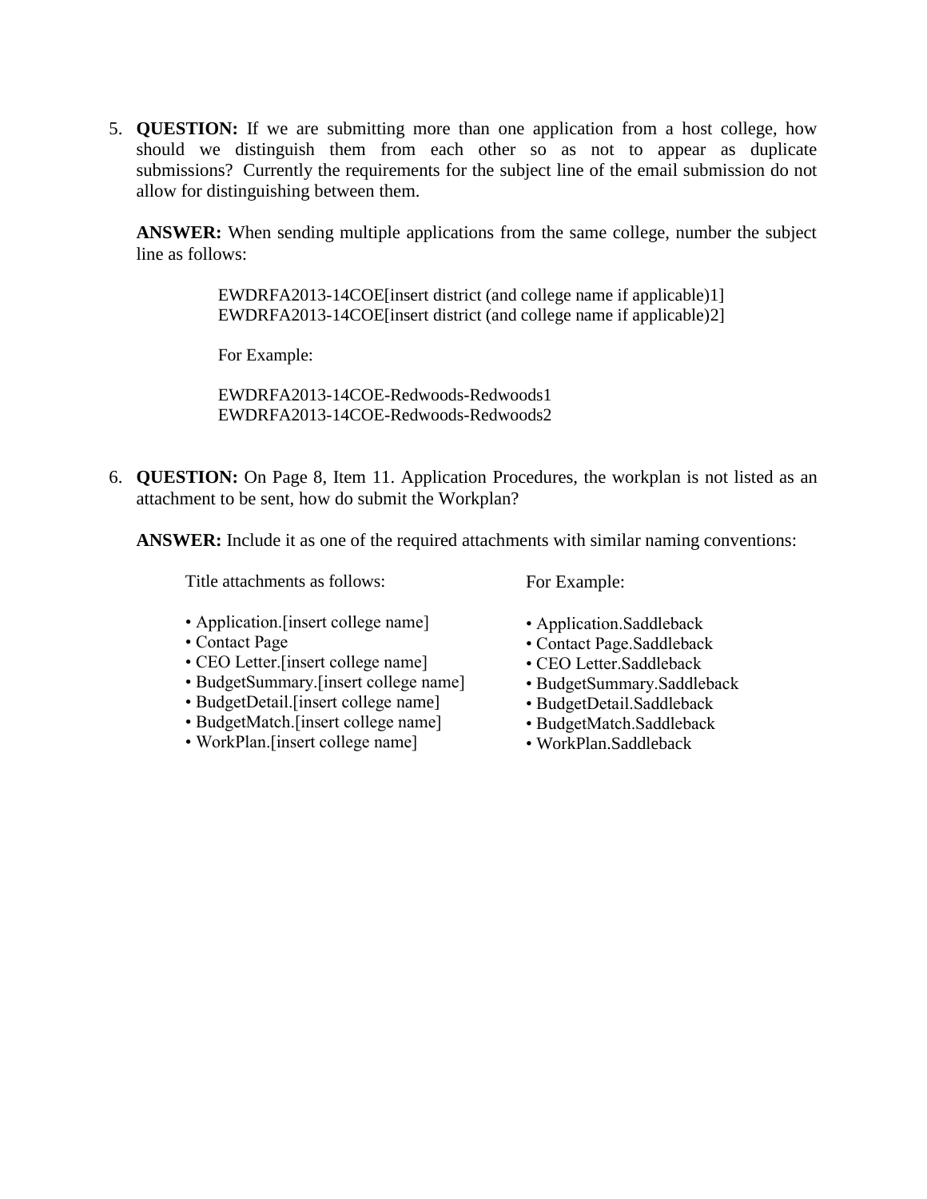5. **QUESTION:** If we are submitting more than one application from a host college, how should we distinguish them from each other so as not to appear as duplicate submissions? Currently the requirements for the subject line of the email submission do not allow for distinguishing between them.

   **ANSWER:** When sending multiple applications from the same college, number the subject line as follows:

   EWDRFA2013-14COE[insert district (and college name if applicable)1]
   EWDRFA2013-14COE[insert district (and college name if applicable)2]

   For Example:

   EWDRFA2013-14COE-Redwoods-Redwoods1
   EWDRFA2013-14COE-Redwoods-Redwoods2

6. **QUESTION:** On Page 8, Item 11. Application Procedures, the workplan is not listed as an attachment to be sent, how do submit the Workplan?

   **ANSWER:** Include it as one of the required attachments with similar naming conventions:

   Title attachments as follows:

   - Application.[insert college name]
   - Contact Page
   - CEO Letter.[insert college name]
   - BudgetSummary.[insert college name]
   - BudgetDetail.[insert college name]
   - BudgetMatch.[insert college name]
   - WorkPlan.[insert college name]

   For Example:

   - Application.Saddleback
   - Contact Page.Saddleback
   - CEO Letter.Saddleback
   - BudgetSummary.Saddleback
   - BudgetDetail.Saddleback
   - BudgetMatch.Saddleback
   - WorkPlan.Saddleback